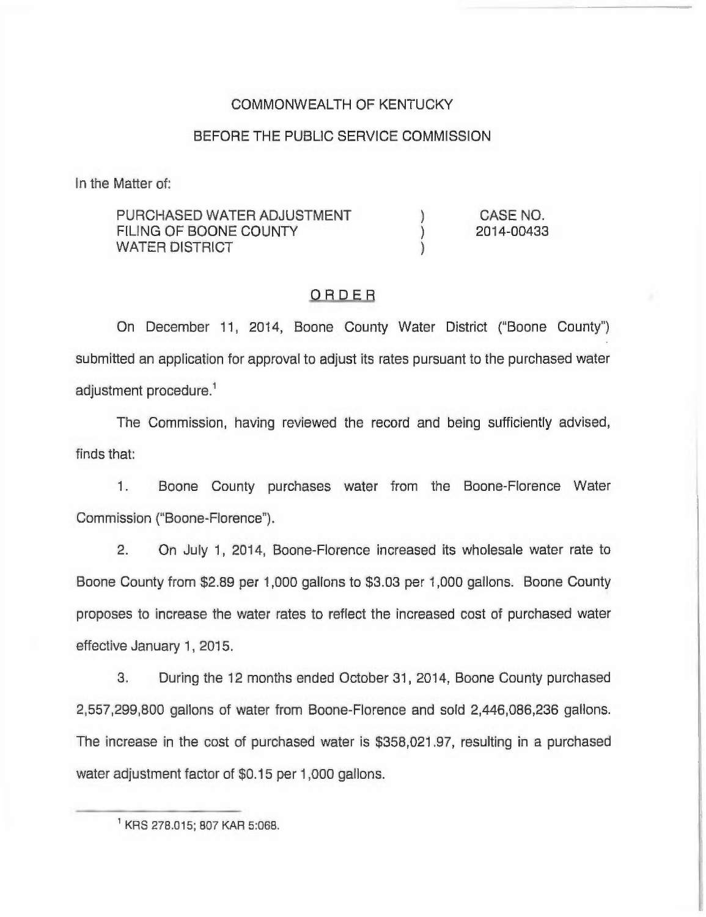COMMONWEALTH OF KENTUCKY

BEFORE THE PUBLIC SERVICE COMMISSION

In the Matter of:

| | | |
|---|---|---|
| PURCHASED WATER ADJUSTMENT FILING OF BOONE COUNTY WATER DISTRICT | ) ) ) | CASE NO. 2014-00433 |

## ORDER

On December 11, 2014, Boone County Water District ("Boone County") submitted an application for approval to adjust its rates pursuant to the purchased water adjustment procedure.[1]

The Commission, having reviewed the record and being sufficiently advised, finds that:

1. Boone County purchases water from the Boone-Florence Water Commission ("Boone-Florence").

2. On July 1, 2014, Boone-Florence increased its wholesale water rate to Boone County from $2.89 per 1,000 gallons to $3.03 per 1,000 gallons. Boone County proposes to increase the water rates to reflect the increased cost of purchased water effective January 1, 2015.

3. During the 12 months ended October 31, 2014, Boone County purchased 2,557,299,800 gallons of water from Boone-Florence and sold 2,446,086,236 gallons. The increase in the cost of purchased water is $358,021.97, resulting in a purchased water adjustment factor of $0.15 per 1,000 gallons.

---

[1] KRS 278.015; 807 KAR 5:068.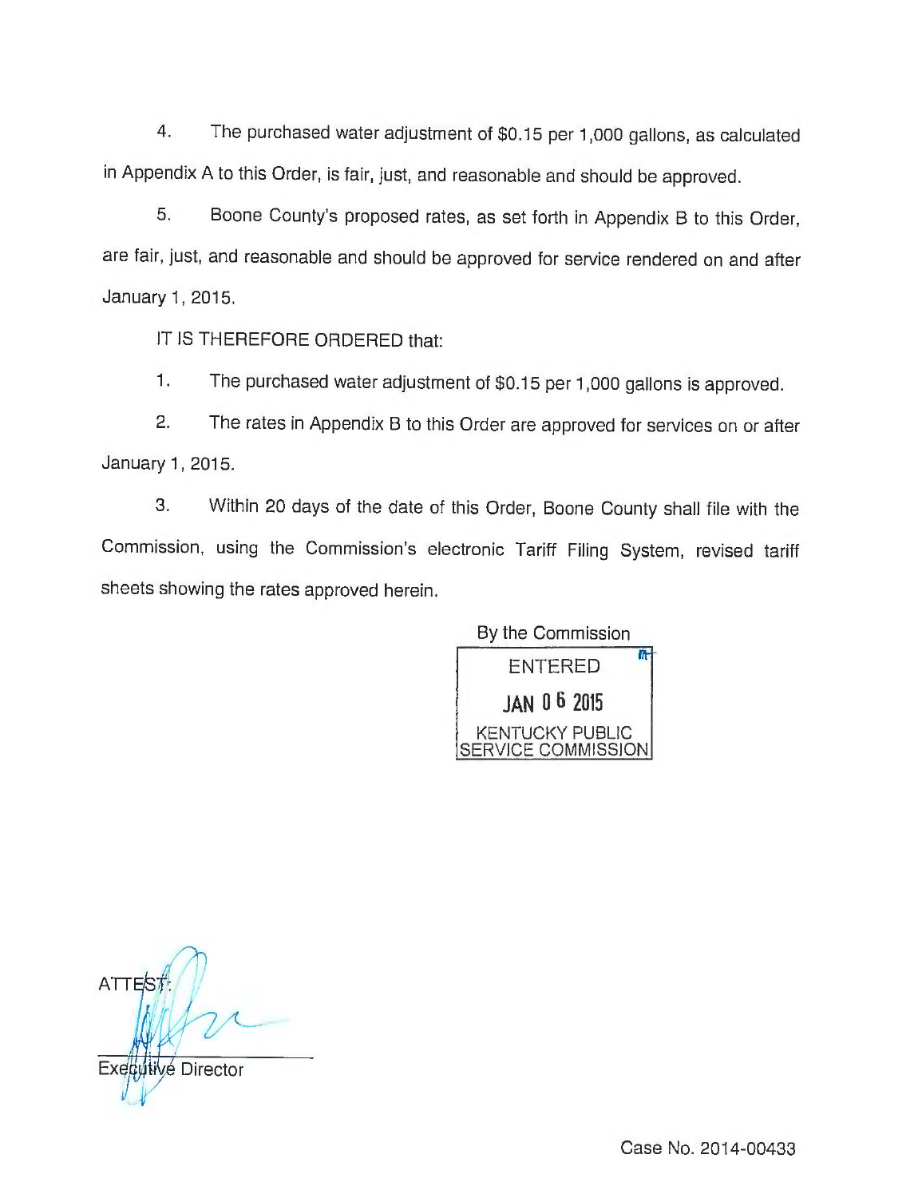4. The purchased water adjustment of $0.15 per 1,000 gallons, as calculated in Appendix A to this Order, is fair, just, and reasonable and should be approved.

5. Boone County's proposed rates, as set forth in Appendix B to this Order, are fair, just, and reasonable and should be approved for service rendered on and after January 1, 2015.

IT IS THEREFORE ORDERED that:

1. The purchased water adjustment of $0.15 per 1,000 gallons is approved.

2. The rates in Appendix B to this Order are approved for services on or after January 1, 2015.

3. Within 20 days of the date of this Order, Boone County shall file with the Commission, using the Commission's electronic Tariff Filing System, revised tariff sheets showing the rates approved herein.

By the Commission

ENTERED
JAN 06 2015
KENTUCKY PUBLIC SERVICE COMMISSION

ATTEST:

Executive Director

Case No. 2014-00433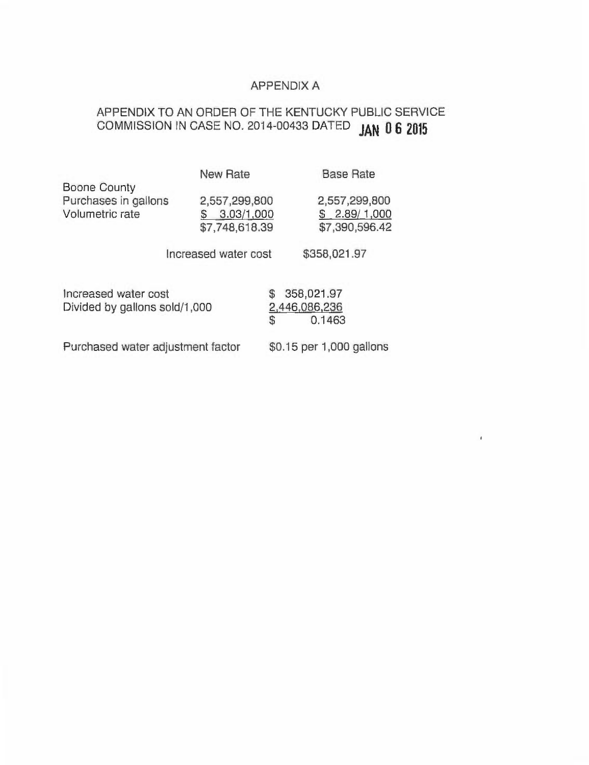# APPENDIX A

## APPENDIX TO AN ORDER OF THE KENTUCKY PUBLIC SERVICE COMMISSION IN CASE NO. 2014-00433 DATED JAN 06 2015

| | New Rate | Base Rate |
|---|---|---|
| Boone County | | |
| Purchases in gallons | 2,557,299,800 | 2,557,299,800 |
| Volumetric rate | $ 3.03/1,000 | $ 2.89/ 1,000 |
| | $7,748,618.39 | $7,390,596.42 |
| | Increased water cost | $358,021.97 |

| | |
|---|---|
| Increased water cost | $ 358,021.97 |
| Divided by gallons sold/1,000 | 2,446,086,236 |
| | $ 0.1463 |

Purchased water adjustment factor $0.15 per 1,000 gallons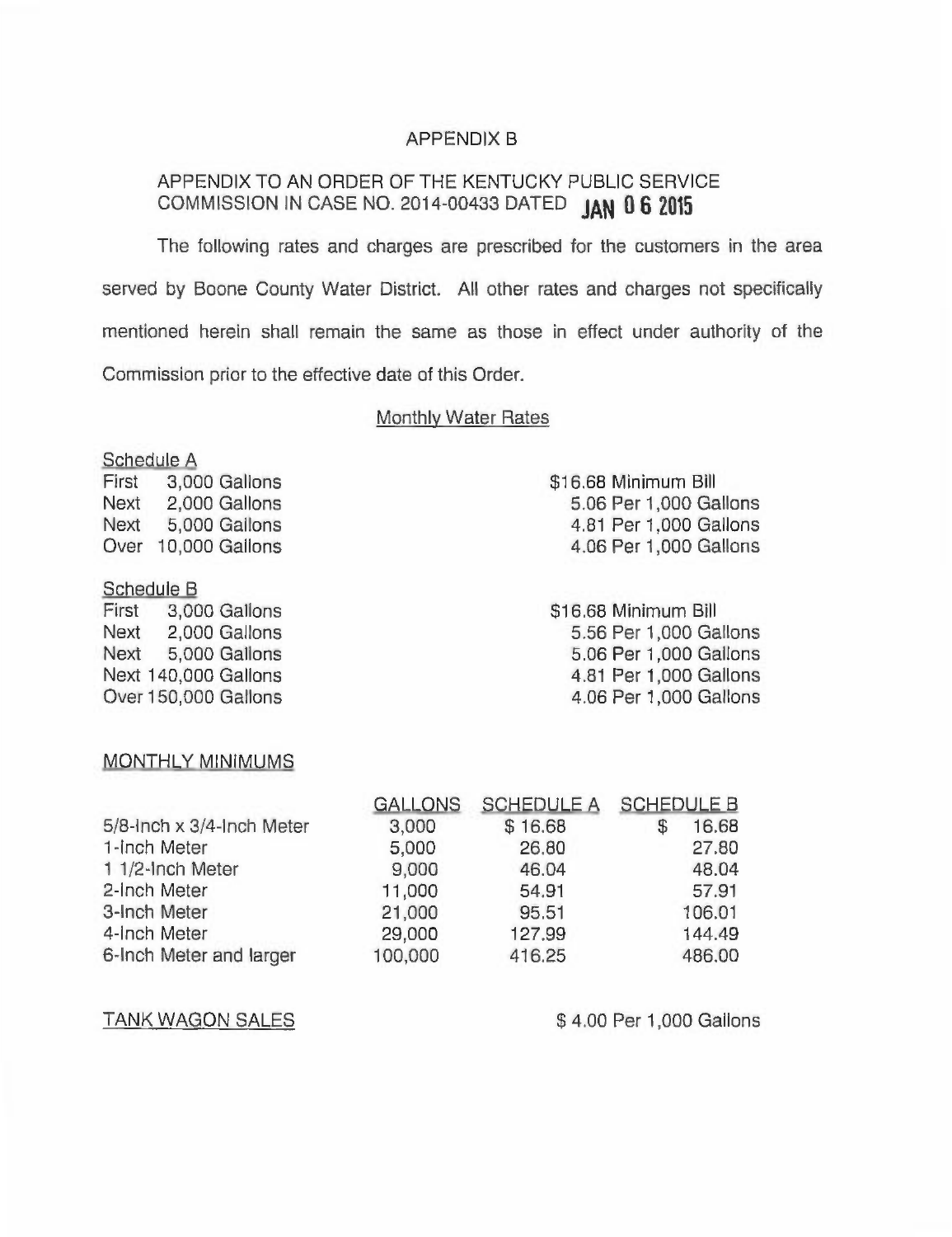# APPENDIX B

## APPENDIX TO AN ORDER OF THE KENTUCKY PUBLIC SERVICE COMMISSION IN CASE NO. 2014-00433 DATED JAN 06 2015

The following rates and charges are prescribed for the customers in the area served by Boone County Water District. All other rates and charges not specifically mentioned herein shall remain the same as those in effect under authority of the Commission prior to the effective date of this Order.

### Monthly Water Rates

**Schedule A**

| | |
|---|---|
| First 3,000 Gallons | $16.68 Minimum Bill |
| Next 2,000 Gallons | 5.06 Per 1,000 Gallons |
| Next 5,000 Gallons | 4.81 Per 1,000 Gallons |
| Over 10,000 Gallons | 4.06 Per 1,000 Gallons |

**Schedule B**

| | |
|---|---|
| First 3,000 Gallons | $16.68 Minimum Bill |
| Next 2,000 Gallons | 5.56 Per 1,000 Gallons |
| Next 5,000 Gallons | 5.06 Per 1,000 Gallons |
| Next 140,000 Gallons | 4.81 Per 1,000 Gallons |
| Over 150,000 Gallons | 4.06 Per 1,000 Gallons |

### MONTHLY MINIMUMS

| | GALLONS | SCHEDULE A | SCHEDULE B |
|---|---|---|---|
| 5/8-Inch x 3/4-Inch Meter | 3,000 | $ 16.68 | $ 16.68 |
| 1-Inch Meter | 5,000 | 26.80 | 27.80 |
| 1 1/2-Inch Meter | 9,000 | 46.04 | 48.04 |
| 2-Inch Meter | 11,000 | 54.91 | 57.91 |
| 3-Inch Meter | 21,000 | 95.51 | 106.01 |
| 4-Inch Meter | 29,000 | 127.99 | 144.49 |
| 6-Inch Meter and larger | 100,000 | 416.25 | 486.00 |

### TANK WAGON SALES

$ 4.00 Per 1,000 Gallons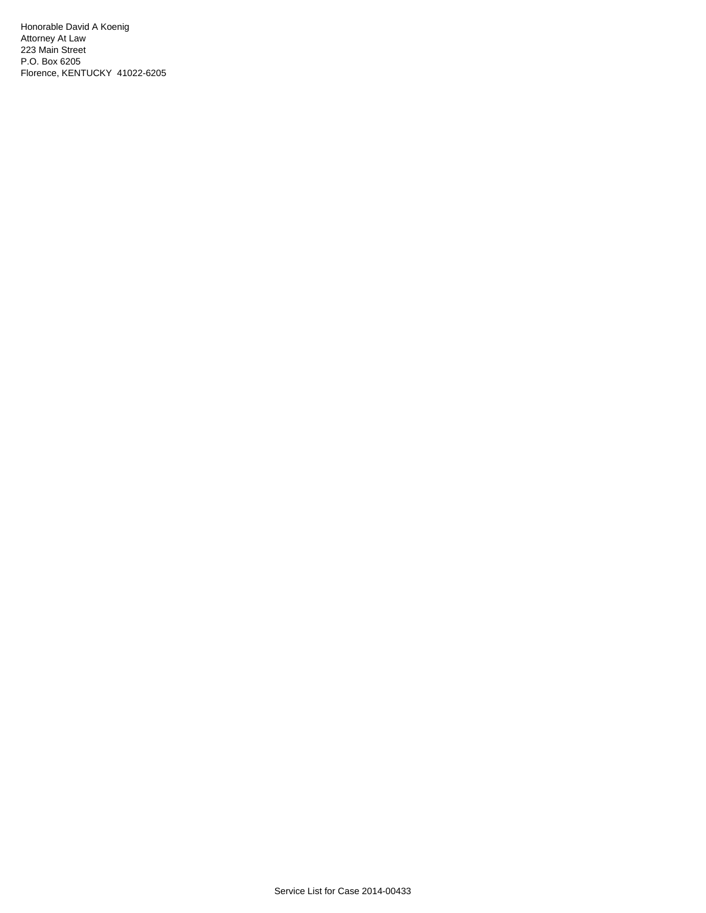Honorable David A Koenig
Attorney At Law
223 Main Street
P.O. Box 6205
Florence, KENTUCKY 41022-6205